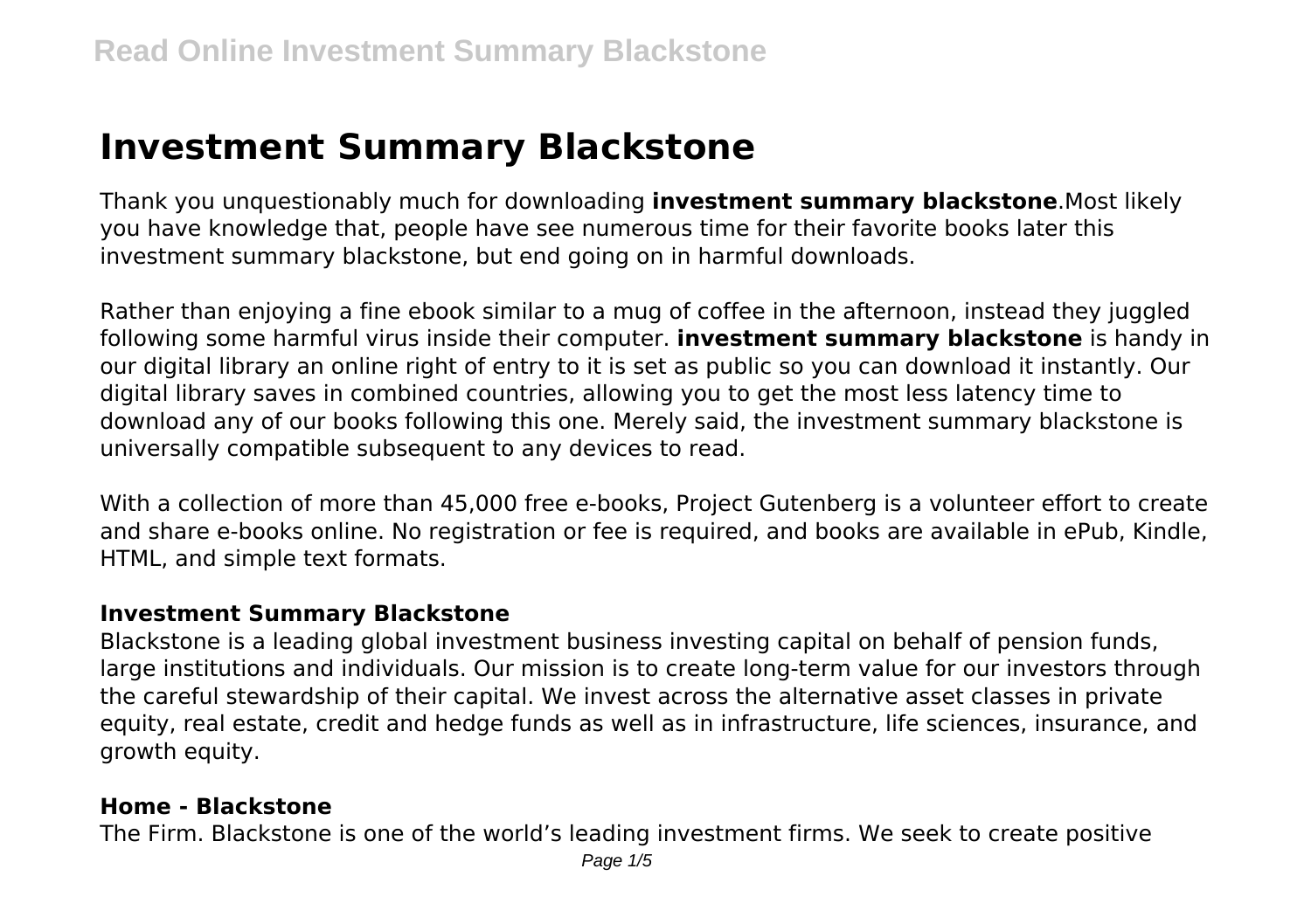# Investment Summary Blackstone

Thank you unquestionably much for downloading **investment summary blackstone**.Most likely you have knowledge that, people have see numerous time for their favorite books later this investment summary blackstone, but end going on in harmful downloads.

Rather than enjoying a fine ebook similar to a mug of coffee in the afternoon, instead they juggled following some harmful virus inside their computer. **investment summary blackstone** is handy in our digital library an online right of entry to it is set as public so you can download it instantly. Our digital library saves in combined countries, allowing you to get the most less latency time to download any of our books following this one. Merely said, the investment summary blackstone is universally compatible subsequent to any devices to read.

With a collection of more than 45,000 free e-books, Project Gutenberg is a volunteer effort to create and share e-books online. No registration or fee is required, and books are available in ePub, Kindle, HTML, and simple text formats.

### Investment Summary Blackstone

Blackstone is a leading global investment business investing capital on behalf of pension funds, large institutions and individuals. Our mission is to create long-term value for our investors through the careful stewardship of their capital. We invest across the alternative asset classes in private equity, real estate, credit and hedge funds as well as in infrastructure, life sciences, insurance, and growth equity.

### Home - Blackstone

The Firm. Blackstone is one of the world's leading investment firms. We seek to create positive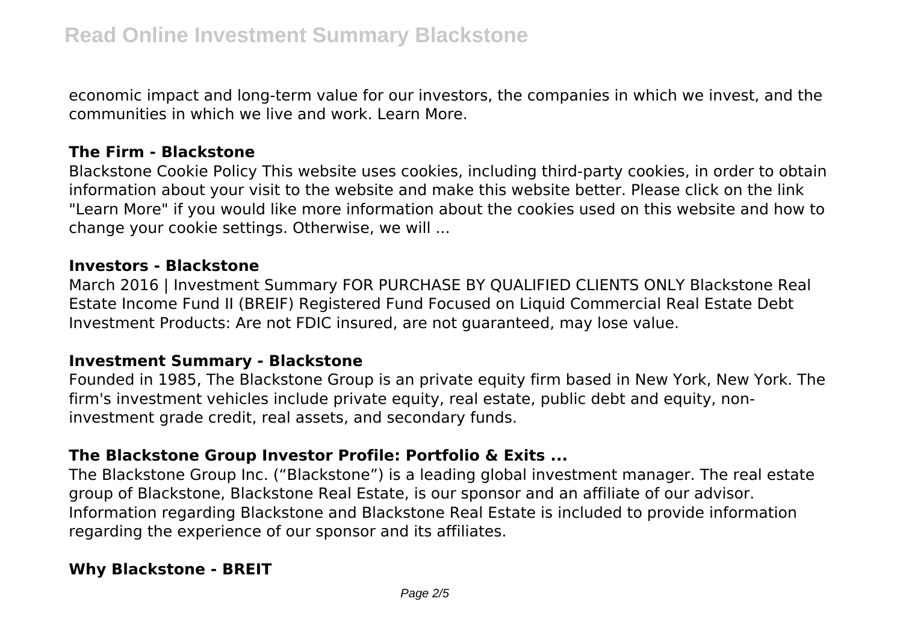economic impact and long-term value for our investors, the companies in which we invest, and the communities in which we live and work. Learn More.

### The Firm - Blackstone

Blackstone Cookie Policy This website uses cookies, including third-party cookies, in order to obtain information about your visit to the website and make this website better. Please click on the link "Learn More" if you would like more information about the cookies used on this website and how to change your cookie settings. Otherwise, we will ...

### Investors - Blackstone

March 2016 | Investment Summary FOR PURCHASE BY QUALIFIED CLIENTS ONLY Blackstone Real Estate Income Fund II (BREIF) Registered Fund Focused on Liquid Commercial Real Estate Debt Investment Products: Are not FDIC insured, are not guaranteed, may lose value.

### Investment Summary - Blackstone

Founded in 1985, The Blackstone Group is an private equity firm based in New York, New York. The firm's investment vehicles include private equity, real estate, public debt and equity, non-investment grade credit, real assets, and secondary funds.

### The Blackstone Group Investor Profile: Portfolio & Exits ...

The Blackstone Group Inc. ("Blackstone") is a leading global investment manager. The real estate group of Blackstone, Blackstone Real Estate, is our sponsor and an affiliate of our advisor. Information regarding Blackstone and Blackstone Real Estate is included to provide information regarding the experience of our sponsor and its affiliates.

### Why Blackstone - BREIT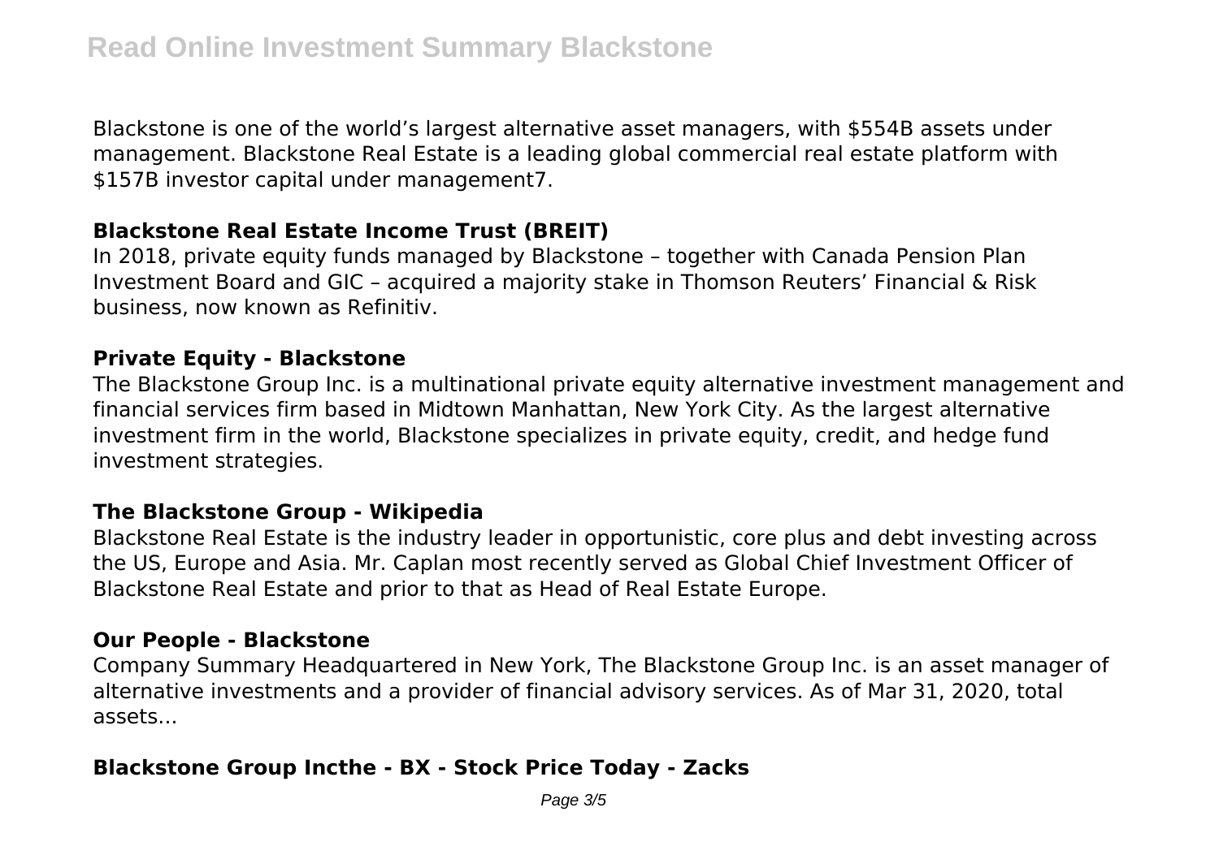Blackstone is one of the world's largest alternative asset managers, with $554B assets under management. Blackstone Real Estate is a leading global commercial real estate platform with $157B investor capital under management7.

### **Blackstone Real Estate Income Trust (BREIT)**

In 2018, private equity funds managed by Blackstone – together with Canada Pension Plan Investment Board and GIC – acquired a majority stake in Thomson Reuters' Financial & Risk business, now known as Refinitiv.

### **Private Equity - Blackstone**

The Blackstone Group Inc. is a multinational private equity alternative investment management and financial services firm based in Midtown Manhattan, New York City. As the largest alternative investment firm in the world, Blackstone specializes in private equity, credit, and hedge fund investment strategies.

### **The Blackstone Group - Wikipedia**

Blackstone Real Estate is the industry leader in opportunistic, core plus and debt investing across the US, Europe and Asia. Mr. Caplan most recently served as Global Chief Investment Officer of Blackstone Real Estate and prior to that as Head of Real Estate Europe.

### **Our People - Blackstone**

Company Summary Headquartered in New York, The Blackstone Group Inc. is an asset manager of alternative investments and a provider of financial advisory services. As of Mar 31, 2020, total assets...

### **Blackstone Group Incthe - BX - Stock Price Today - Zacks**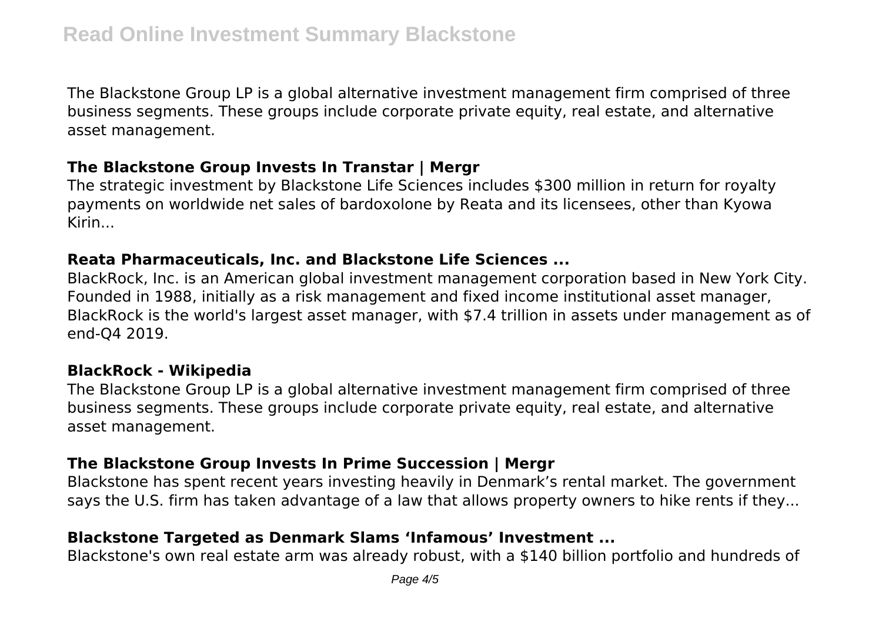The Blackstone Group LP is a global alternative investment management firm comprised of three business segments. These groups include corporate private equity, real estate, and alternative asset management.

### **The Blackstone Group Invests In Transtar | Mergr**

The strategic investment by Blackstone Life Sciences includes $300 million in return for royalty payments on worldwide net sales of bardoxolone by Reata and its licensees, other than Kyowa Kirin...

### **Reata Pharmaceuticals, Inc. and Blackstone Life Sciences ...**

BlackRock, Inc. is an American global investment management corporation based in New York City. Founded in 1988, initially as a risk management and fixed income institutional asset manager, BlackRock is the world's largest asset manager, with $7.4 trillion in assets under management as of end-Q4 2019.

### **BlackRock - Wikipedia**

The Blackstone Group LP is a global alternative investment management firm comprised of three business segments. These groups include corporate private equity, real estate, and alternative asset management.

### **The Blackstone Group Invests In Prime Succession | Mergr**

Blackstone has spent recent years investing heavily in Denmark's rental market. The government says the U.S. firm has taken advantage of a law that allows property owners to hike rents if they...

### **Blackstone Targeted as Denmark Slams 'Infamous' Investment ...**

Blackstone's own real estate arm was already robust, with a $140 billion portfolio and hundreds of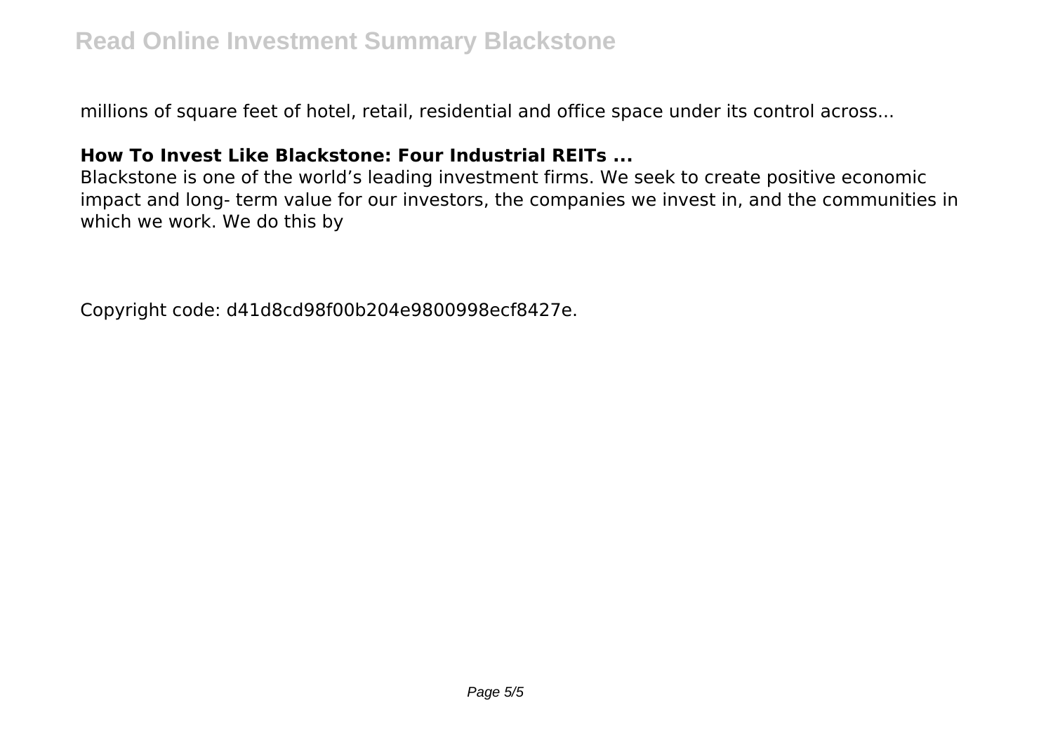millions of square feet of hotel, retail, residential and office space under its control across...

**How To Invest Like Blackstone: Four Industrial REITs ...**

Blackstone is one of the world’s leading investment firms. We seek to create positive economic impact and long- term value for our investors, the companies we invest in, and the communities in which we work. We do this by

Copyright code: d41d8cd98f00b204e9800998ecf8427e.